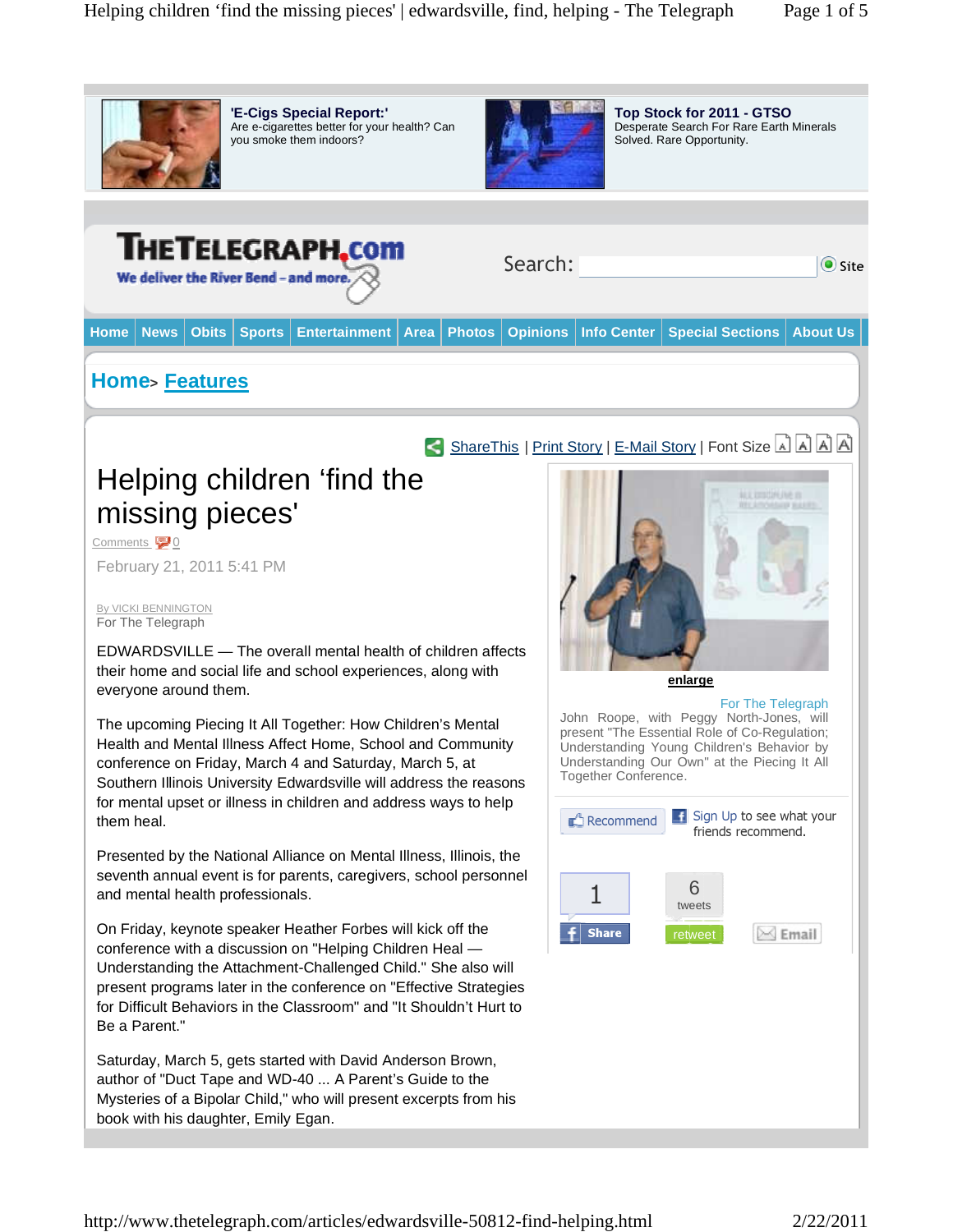# Helping children 'find the missing pieces'

February 21, 2011 5:41 PM

By VICKI BENNINGTON
For The Telegraph

EDWARDSVILLE — The overall mental health of children affects their home and social life and school experiences, along with everyone around them.

The upcoming Piecing It All Together: How Children's Mental Health and Mental Illness Affect Home, School and Community conference on Friday, March 4 and Saturday, March 5, at Southern Illinois University Edwardsville will address the reasons for mental upset or illness in children and address ways to help them heal.

Presented by the National Alliance on Mental Illness, Illinois, the seventh annual event is for parents, caregivers, school personnel and mental health professionals.

On Friday, keynote speaker Heather Forbes will kick off the conference with a discussion on "Helping Children Heal — Understanding the Attachment-Challenged Child." She also will present programs later in the conference on "Effective Strategies for Difficult Behaviors in the Classroom" and "It Shouldn't Hurt to Be a Parent."

Saturday, March 5, gets started with David Anderson Brown, author of "Duct Tape and WD-40 ... A Parent's Guide to the Mysteries of a Bipolar Child," who will present excerpts from his book with his daughter, Emily Egan.

For The Telegraph
John Roope, with Peggy North-Jones, will present "The Essential Role of Co-Regulation; Understanding Young Children's Behavior by Understanding Our Own" at the Piecing It All Together Conference.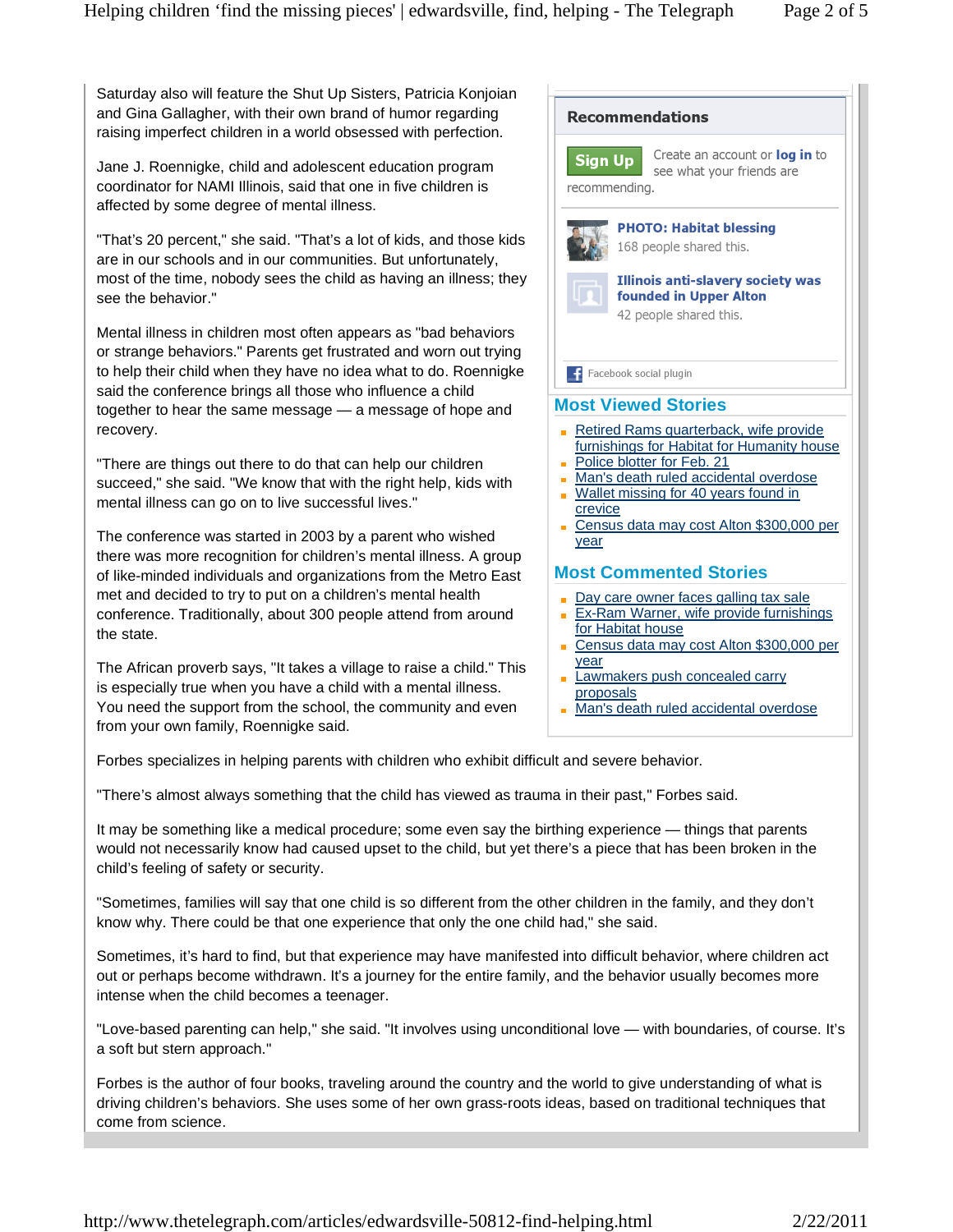Saturday also will feature the Shut Up Sisters, Patricia Konjoian and Gina Gallagher, with their own brand of humor regarding raising imperfect children in a world obsessed with perfection.

Jane J. Roennigke, child and adolescent education program coordinator for NAMI Illinois, said that one in five children is affected by some degree of mental illness.

"That's 20 percent," she said. "That's a lot of kids, and those kids are in our schools and in our communities. But unfortunately, most of the time, nobody sees the child as having an illness; they see the behavior."

Mental illness in children most often appears as "bad behaviors or strange behaviors." Parents get frustrated and worn out trying to help their child when they have no idea what to do. Roennigke said the conference brings all those who influence a child together to hear the same message — a message of hope and recovery.

"There are things out there to do that can help our children succeed," she said. "We know that with the right help, kids with mental illness can go on to live successful lives."

The conference was started in 2003 by a parent who wished there was more recognition for children's mental illness. A group of like-minded individuals and organizations from the Metro East met and decided to try to put on a children's mental health conference. Traditionally, about 300 people attend from around the state.

The African proverb says, "It takes a village to raise a child." This is especially true when you have a child with a mental illness. You need the support from the school, the community and even from your own family, Roennigke said.

Forbes specializes in helping parents with children who exhibit difficult and severe behavior.

"There's almost always something that the child has viewed as trauma in their past," Forbes said.

It may be something like a medical procedure; some even say the birthing experience — things that parents would not necessarily know had caused upset to the child, but yet there's a piece that has been broken in the child's feeling of safety or security.

"Sometimes, families will say that one child is so different from the other children in the family, and they don't know why. There could be that one experience that only the one child had," she said.

Sometimes, it's hard to find, but that experience may have manifested into difficult behavior, where children act out or perhaps become withdrawn. It's a journey for the entire family, and the behavior usually becomes more intense when the child becomes a teenager.

"Love-based parenting can help," she said. "It involves using unconditional love — with boundaries, of course. It's a soft but stern approach."

Forbes is the author of four books, traveling around the country and the world to give understanding of what is driving children's behaviors. She uses some of her own grass-roots ideas, based on traditional techniques that come from science.

**Recommendations**

Sign Up Create an account or **log in** to see what your friends are recommending.

**PHOTO: Habitat blessing**
168 people shared this.

**Illinois anti-slavery society was founded in Upper Alton**
42 people shared this.

Facebook social plugin

## Most Viewed Stories

- Retired Rams quarterback, wife provide furnishings for Habitat for Humanity house
- Police blotter for Feb. 21
- Man's death ruled accidental overdose
- Wallet missing for 40 years found in crevice
- Census data may cost Alton $300,000 per year

## Most Commented Stories

- Day care owner faces galling tax sale
- Ex-Ram Warner, wife provide furnishings for Habitat house
- Census data may cost Alton $300,000 per year
- Lawmakers push concealed carry proposals
- Man's death ruled accidental overdose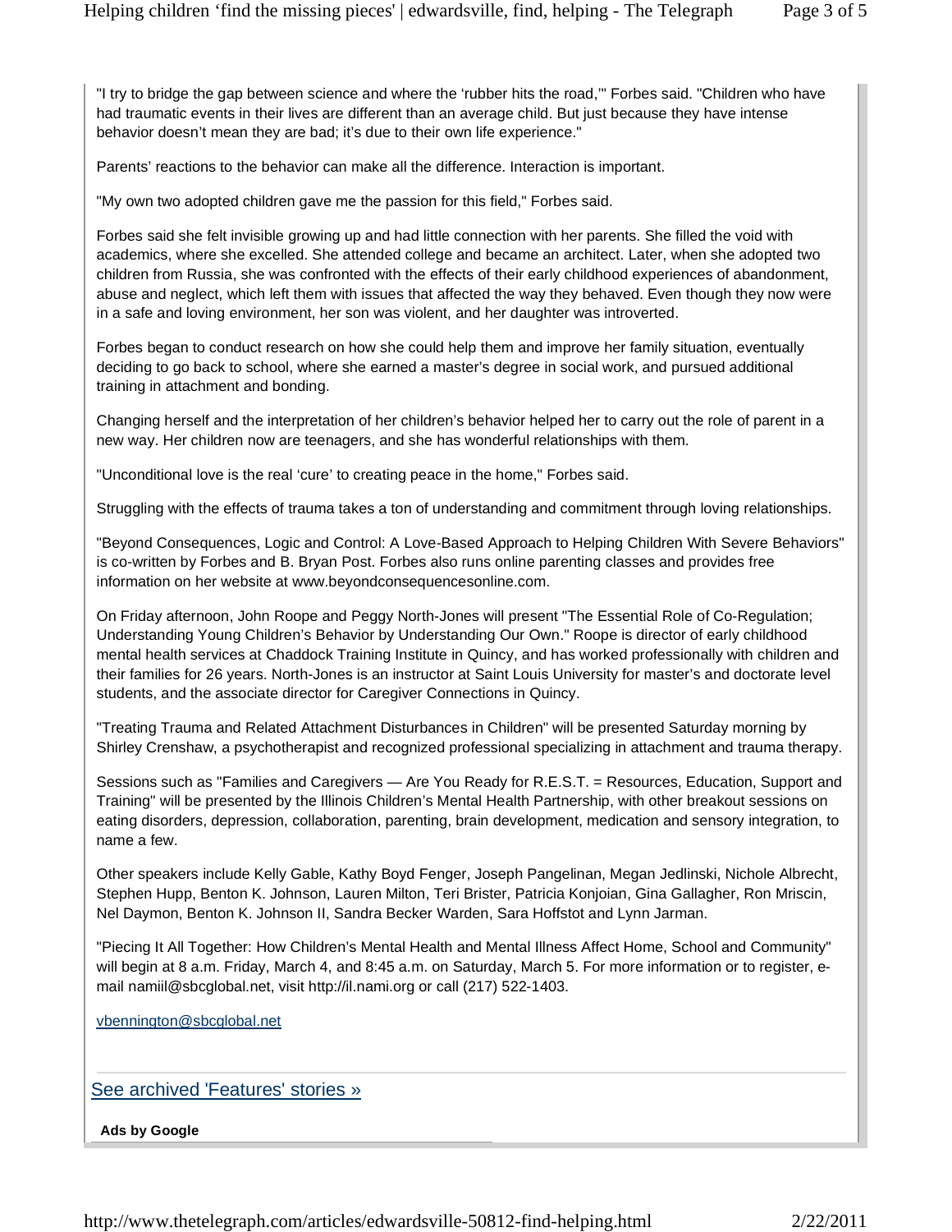"I try to bridge the gap between science and where the 'rubber hits the road,'" Forbes said. "Children who have had traumatic events in their lives are different than an average child. But just because they have intense behavior doesn't mean they are bad; it's due to their own life experience."

Parents' reactions to the behavior can make all the difference. Interaction is important.

"My own two adopted children gave me the passion for this field," Forbes said.

Forbes said she felt invisible growing up and had little connection with her parents. She filled the void with academics, where she excelled. She attended college and became an architect. Later, when she adopted two children from Russia, she was confronted with the effects of their early childhood experiences of abandonment, abuse and neglect, which left them with issues that affected the way they behaved. Even though they now were in a safe and loving environment, her son was violent, and her daughter was introverted.

Forbes began to conduct research on how she could help them and improve her family situation, eventually deciding to go back to school, where she earned a master's degree in social work, and pursued additional training in attachment and bonding.

Changing herself and the interpretation of her children's behavior helped her to carry out the role of parent in a new way. Her children now are teenagers, and she has wonderful relationships with them.

"Unconditional love is the real 'cure' to creating peace in the home," Forbes said.

Struggling with the effects of trauma takes a ton of understanding and commitment through loving relationships.

"Beyond Consequences, Logic and Control: A Love-Based Approach to Helping Children With Severe Behaviors" is co-written by Forbes and B. Bryan Post. Forbes also runs online parenting classes and provides free information on her website at www.beyondconsequencesonline.com.

On Friday afternoon, John Roope and Peggy North-Jones will present "The Essential Role of Co-Regulation; Understanding Young Children's Behavior by Understanding Our Own." Roope is director of early childhood mental health services at Chaddock Training Institute in Quincy, and has worked professionally with children and their families for 26 years. North-Jones is an instructor at Saint Louis University for master's and doctorate level students, and the associate director for Caregiver Connections in Quincy.

"Treating Trauma and Related Attachment Disturbances in Children" will be presented Saturday morning by Shirley Crenshaw, a psychotherapist and recognized professional specializing in attachment and trauma therapy.

Sessions such as "Families and Caregivers — Are You Ready for R.E.S.T. = Resources, Education, Support and Training" will be presented by the Illinois Children's Mental Health Partnership, with other breakout sessions on eating disorders, depression, collaboration, parenting, brain development, medication and sensory integration, to name a few.

Other speakers include Kelly Gable, Kathy Boyd Fenger, Joseph Pangelinan, Megan Jedlinski, Nichole Albrecht, Stephen Hupp, Benton K. Johnson, Lauren Milton, Teri Brister, Patricia Konjoian, Gina Gallagher, Ron Mriscin, Nel Daymon, Benton K. Johnson II, Sandra Becker Warden, Sara Hoffstot and Lynn Jarman.

"Piecing It All Together: How Children's Mental Health and Mental Illness Affect Home, School and Community" will begin at 8 a.m. Friday, March 4, and 8:45 a.m. on Saturday, March 5. For more information or to register, e-mail namiil@sbcglobal.net, visit http://il.nami.org or call (217) 522-1403.

vbennington@sbcglobal.net

See archived 'Features' stories »

**Ads by Google**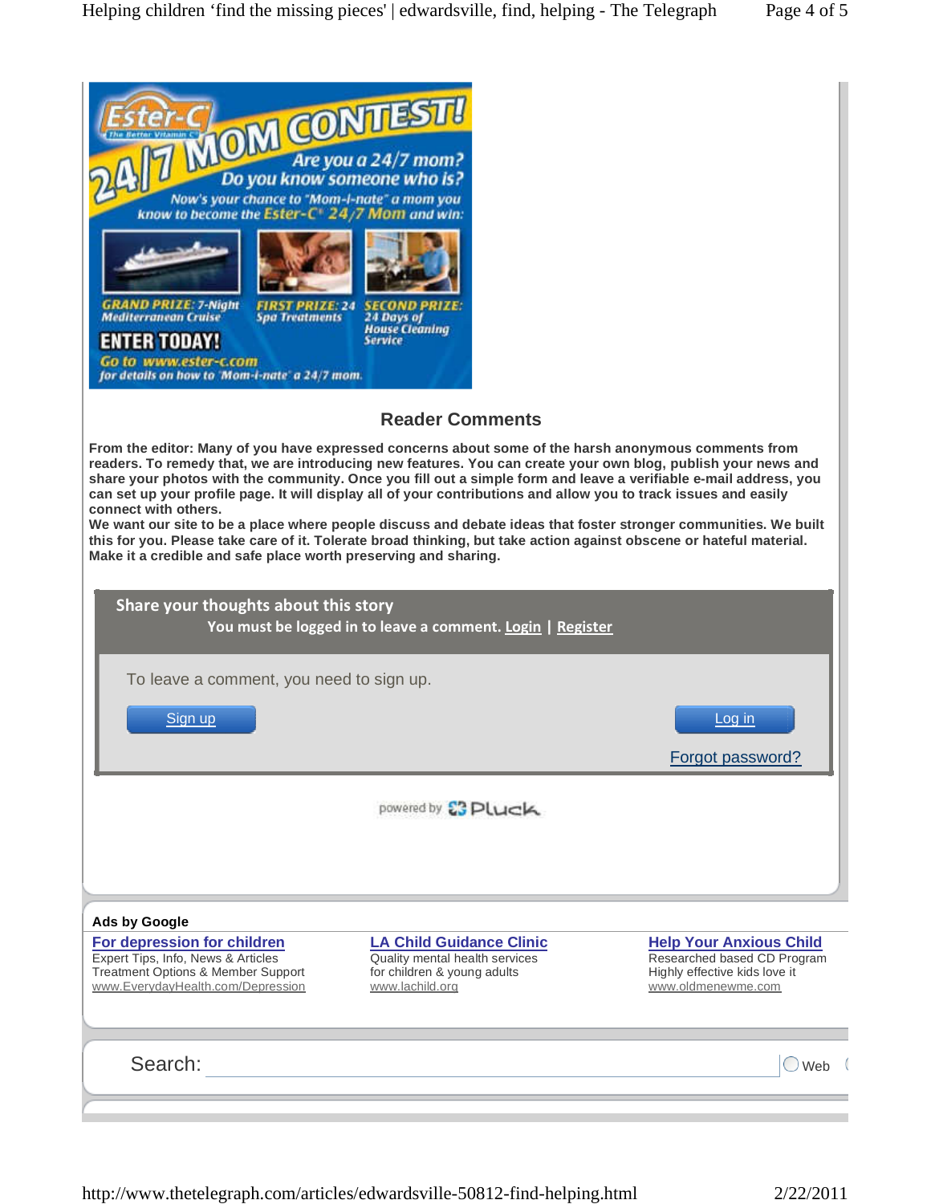## Reader Comments

**From the editor: Many of you have expressed concerns about some of the harsh anonymous comments from readers. To remedy that, we are introducing new features. You can create your own blog, publish your news and share your photos with the community. Once you fill out a simple form and leave a verifiable e-mail address, you can set up your profile page. It will display all of your contributions and allow you to track issues and easily connect with others.**

**We want our site to be a place where people discuss and debate ideas that foster stronger communities. We built this for you. Please take care of it. Tolerate broad thinking, but take action against obscene or hateful material. Make it a credible and safe place worth preserving and sharing.**

**Share your thoughts about this story**

**You must be logged in to leave a comment. Login | Register**

To leave a comment, you need to sign up.

Sign up

Log in

Forgot password?

powered by Pluck

**Ads by Google**

**For depression for children**
Expert Tips, Info, News & Articles
Treatment Options & Member Support
www.EverydayHealth.com/Depression

**LA Child Guidance Clinic**
Quality mental health services
for children & young adults
www.lachild.org

**Help Your Anxious Child**
Researched based CD Program
Highly effective kids love it
www.oldmenewme.com

Search: Web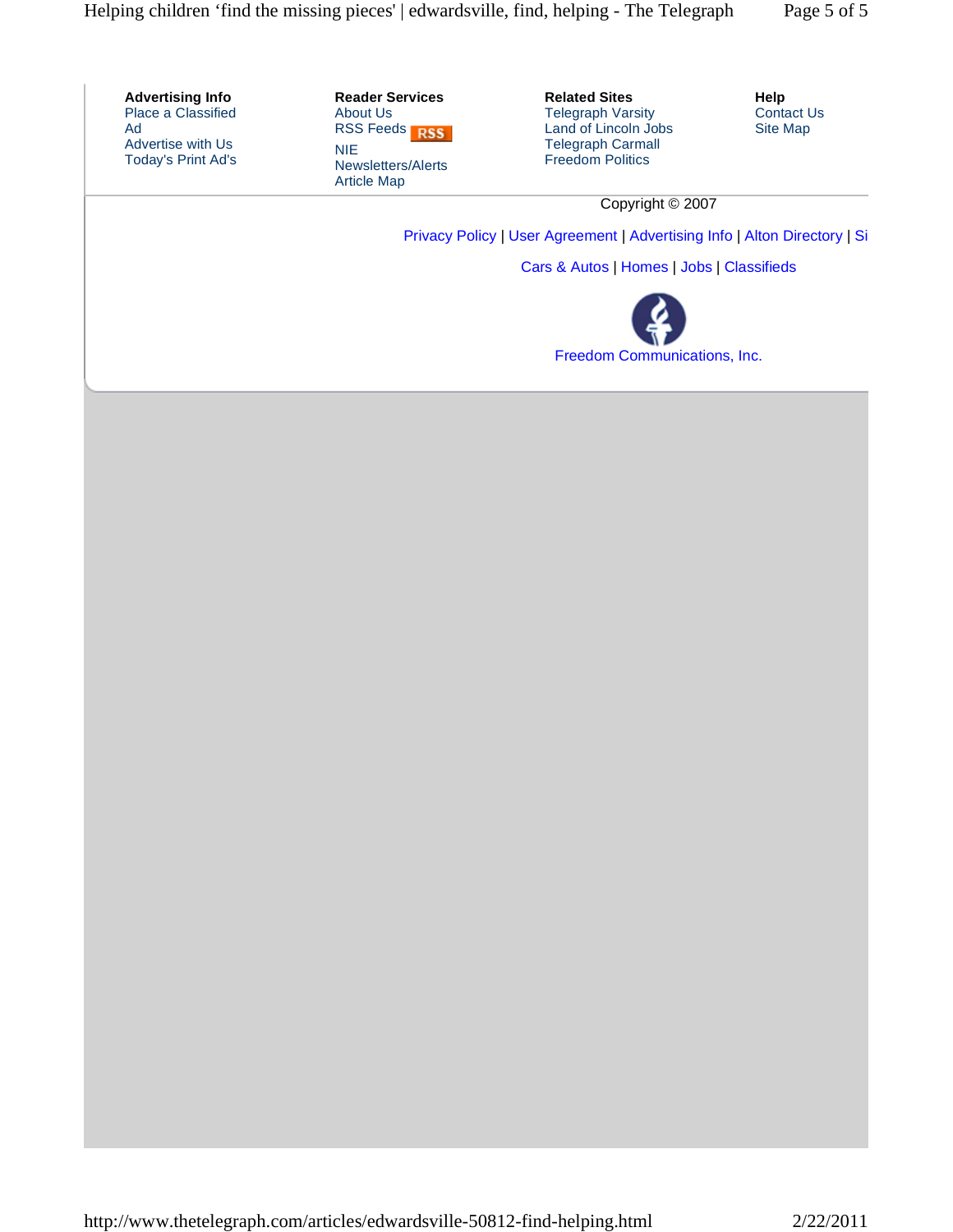**Advertising Info**
Place a Classified Ad
Advertise with Us
Today's Print Ad's

**Reader Services**
About Us
RSS Feeds RSS
NIE
Newsletters/Alerts
Article Map

**Related Sites**
Telegraph Varsity
Land of Lincoln Jobs
Telegraph Carmall
Freedom Politics

**Help**
Contact Us
Site Map

Copyright © 2007

Privacy Policy | User Agreement | Advertising Info | Alton Directory | Si

Cars & Autos | Homes | Jobs | Classifieds

Freedom Communications, Inc.